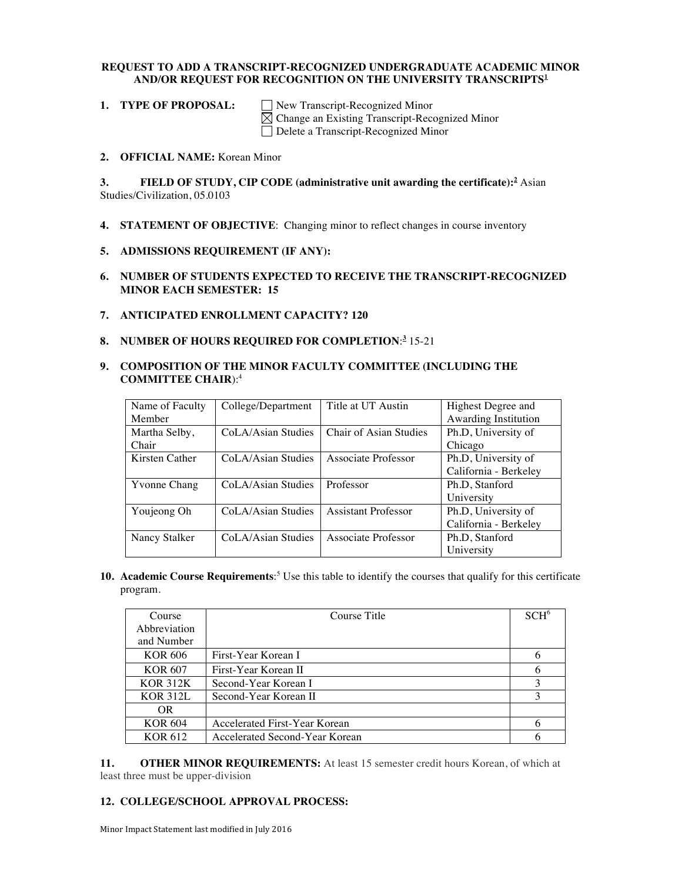**REQUEST TO ADD A TRANSCRIPT-RECOGNIZED UNDERGRADUATE ACADEMIC MINOR AND/OR REQUEST FOR RECOGNITION ON THE UNIVERSITY TRANSCRIPTS[1]**

**1. TYPE OF PROPOSAL:**

- ☐ New Transcript-Recognized Minor
- ☒ Change an Existing Transcript-Recognized Minor
- ☐ Delete a Transcript-Recognized Minor

**2. OFFICIAL NAME:** Korean Minor

**3. FIELD OF STUDY, CIP CODE (administrative unit awarding the certificate):[2]** Asian Studies/Civilization, 05.0103

**4. STATEMENT OF OBJECTIVE**: Changing minor to reflect changes in course inventory

**5. ADMISSIONS REQUIREMENT (IF ANY):**

**6. NUMBER OF STUDENTS EXPECTED TO RECEIVE THE TRANSCRIPT-RECOGNIZED MINOR EACH SEMESTER: 15**

**7. ANTICIPATED ENROLLMENT CAPACITY? 120**

**8. NUMBER OF HOURS REQUIRED FOR COMPLETION**:[3] 15-21

**9. COMPOSITION OF THE MINOR FACULTY COMMITTEE (INCLUDING THE COMMITTEE CHAIR)**:[4]

| Name of Faculty Member | College/Department | Title at UT Austin | Highest Degree and Awarding Institution |
|---|---|---|---|
| Martha Selby, Chair | CoLA/Asian Studies | Chair of Asian Studies | Ph.D, University of Chicago |
| Kirsten Cather | CoLA/Asian Studies | Associate Professor | Ph.D, University of California - Berkeley |
| Yvonne Chang | CoLA/Asian Studies | Professor | Ph.D, Stanford University |
| Youjeong Oh | CoLA/Asian Studies | Assistant Professor | Ph.D, University of California - Berkeley |
| Nancy Stalker | CoLA/Asian Studies | Associate Professor | Ph.D, Stanford University |

**10. Academic Course Requirements**:[5] Use this table to identify the courses that qualify for this certificate program.

| Course Abbreviation and Number | Course Title | SCH[6] |
|---|---|---|
| KOR 606 | First-Year Korean I | 6 |
| KOR 607 | First-Year Korean II | 6 |
| KOR 312K | Second-Year Korean I | 3 |
| KOR 312L | Second-Year Korean II | 3 |
| OR | | |
| KOR 604 | Accelerated First-Year Korean | 6 |
| KOR 612 | Accelerated Second-Year Korean | 6 |

**11. OTHER MINOR REQUIREMENTS:** At least 15 semester credit hours Korean, of which at least three must be upper-division

**12. COLLEGE/SCHOOL APPROVAL PROCESS:**

Minor Impact Statement last modified in July 2016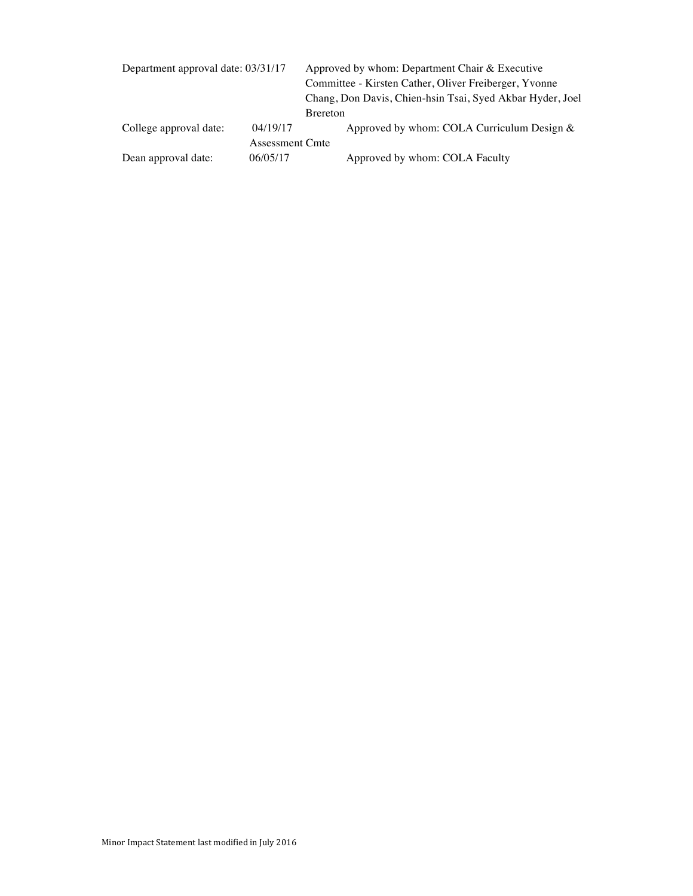| | | |
|---|---|---|
| Department approval date: | 03/31/17 | Approved by whom: Department Chair & Executive Committee - Kirsten Cather, Oliver Freiberger, Yvonne Chang, Don Davis, Chien-hsin Tsai, Syed Akbar Hyder, Joel Brereton |
| College approval date: | 04/19/17 | Approved by whom: COLA Curriculum Design & Assessment Cmte |
| Dean approval date: | 06/05/17 | Approved by whom: COLA Faculty |

Minor Impact Statement last modified in July 2016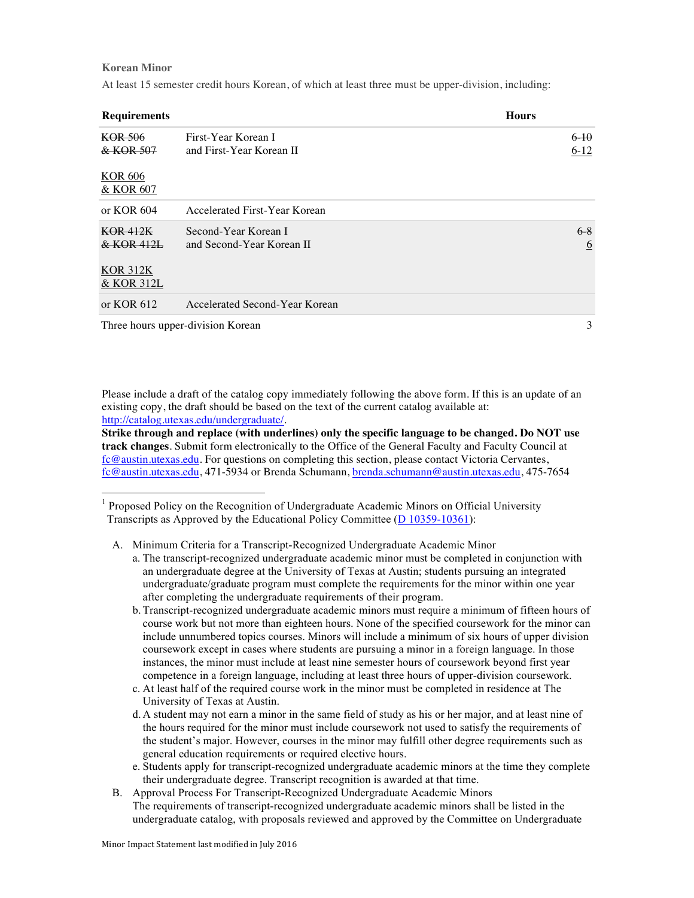**Korean Minor**

At least 15 semester credit hours Korean, of which at least three must be upper-division, including:

| Requirements | | Hours |
|---|---|---|
| ~~KOR 506~~<br>~~& KOR 507~~<br><br><u>KOR 606</u><br><u>& KOR 607</u> | First-Year Korean I<br>and First-Year Korean II | ~~6-10~~<br><u>6-12</u> |
| or KOR 604 | Accelerated First-Year Korean | |
| ~~KOR 412K~~<br>~~& KOR 412L~~<br><br><u>KOR 312K</u><br><u>& KOR 312L</u> | Second-Year Korean I<br>and Second-Year Korean II | ~~6-8~~<br><u>6</u> |
| or KOR 612 | Accelerated Second-Year Korean | |
| Three hours upper-division Korean | | 3 |

Please include a draft of the catalog copy immediately following the above form. If this is an update of an existing copy, the draft should be based on the text of the current catalog available at: http://catalog.utexas.edu/undergraduate/.
**Strike through and replace (with underlines) only the specific language to be changed. Do NOT use track changes**. Submit form electronically to the Office of the General Faculty and Faculty Council at fc@austin.utexas.edu. For questions on completing this section, please contact Victoria Cervantes, fc@austin.utexas.edu, 471-5934 or Brenda Schumann, brenda.schumann@austin.utexas.edu, 475-7654

---

[1] Proposed Policy on the Recognition of Undergraduate Academic Minors on Official University Transcripts as Approved by the Educational Policy Committee (D 10359-10361):

A. Minimum Criteria for a Transcript-Recognized Undergraduate Academic Minor
   a. The transcript-recognized undergraduate academic minor must be completed in conjunction with an undergraduate degree at the University of Texas at Austin; students pursuing an integrated undergraduate/graduate program must complete the requirements for the minor within one year after completing the undergraduate requirements of their program.
   b. Transcript-recognized undergraduate academic minors must require a minimum of fifteen hours of course work but not more than eighteen hours. None of the specified coursework for the minor can include unnumbered topics courses. Minors will include a minimum of six hours of upper division coursework except in cases where students are pursuing a minor in a foreign language. In those instances, the minor must include at least nine semester hours of coursework beyond first year competence in a foreign language, including at least three hours of upper-division coursework.
   c. At least half of the required course work in the minor must be completed in residence at The University of Texas at Austin.
   d. A student may not earn a minor in the same field of study as his or her major, and at least nine of the hours required for the minor must include coursework not used to satisfy the requirements of the student's major. However, courses in the minor may fulfill other degree requirements such as general education requirements or required elective hours.
   e. Students apply for transcript-recognized undergraduate academic minors at the time they complete their undergraduate degree. Transcript recognition is awarded at that time.

B. Approval Process For Transcript-Recognized Undergraduate Academic Minors
   The requirements of transcript-recognized undergraduate academic minors shall be listed in the undergraduate catalog, with proposals reviewed and approved by the Committee on Undergraduate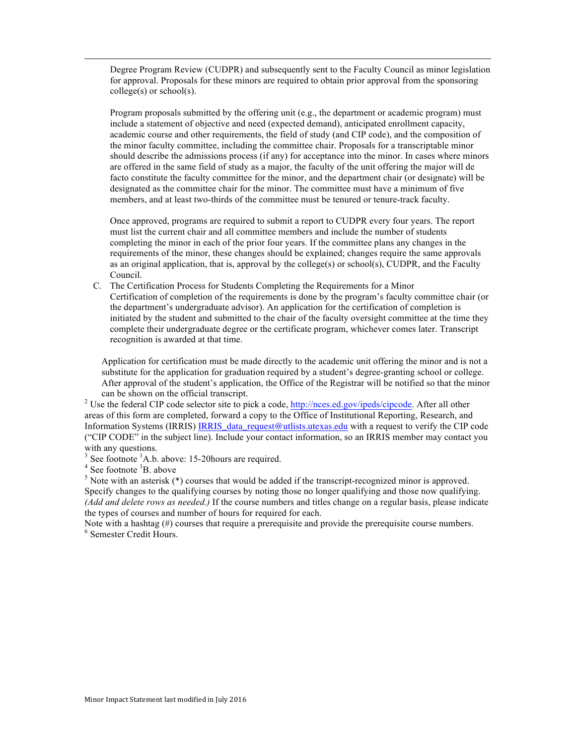Degree Program Review (CUDPR) and subsequently sent to the Faculty Council as minor legislation for approval. Proposals for these minors are required to obtain prior approval from the sponsoring college(s) or school(s).

Program proposals submitted by the offering unit (e.g., the department or academic program) must include a statement of objective and need (expected demand), anticipated enrollment capacity, academic course and other requirements, the field of study (and CIP code), and the composition of the minor faculty committee, including the committee chair. Proposals for a transcriptable minor should describe the admissions process (if any) for acceptance into the minor. In cases where minors are offered in the same field of study as a major, the faculty of the unit offering the major will de facto constitute the faculty committee for the minor, and the department chair (or designate) will be designated as the committee chair for the minor. The committee must have a minimum of five members, and at least two-thirds of the committee must be tenured or tenure-track faculty.

Once approved, programs are required to submit a report to CUDPR every four years. The report must list the current chair and all committee members and include the number of students completing the minor in each of the prior four years. If the committee plans any changes in the requirements of the minor, these changes should be explained; changes require the same approvals as an original application, that is, approval by the college(s) or school(s), CUDPR, and the Faculty Council.

C. The Certification Process for Students Completing the Requirements for a Minor
Certification of completion of the requirements is done by the program's faculty committee chair (or the department's undergraduate advisor). An application for the certification of completion is initiated by the student and submitted to the chair of the faculty oversight committee at the time they complete their undergraduate degree or the certificate program, whichever comes later. Transcript recognition is awarded at that time.

Application for certification must be made directly to the academic unit offering the minor and is not a substitute for the application for graduation required by a student's degree-granting school or college. After approval of the student's application, the Office of the Registrar will be notified so that the minor can be shown on the official transcript.

[2] Use the federal CIP code selector site to pick a code, http://nces.ed.gov/ipeds/cipcode. After all other areas of this form are completed, forward a copy to the Office of Institutional Reporting, Research, and Information Systems (IRRIS) IRRIS_data_request@utlists.utexas.edu with a request to verify the CIP code ("CIP CODE" in the subject line). Include your contact information, so an IRRIS member may contact you with any questions.

[3] See footnote [1]A.b. above: 15-20hours are required.

[4] See footnote [1]B. above

[5] Note with an asterisk (*) courses that would be added if the transcript-recognized minor is approved. Specify changes to the qualifying courses by noting those no longer qualifying and those now qualifying. *(Add and delete rows as needed.)* If the course numbers and titles change on a regular basis, please indicate the types of courses and number of hours for required for each.
Note with a hashtag (#) courses that require a prerequisite and provide the prerequisite course numbers.

[6] Semester Credit Hours.